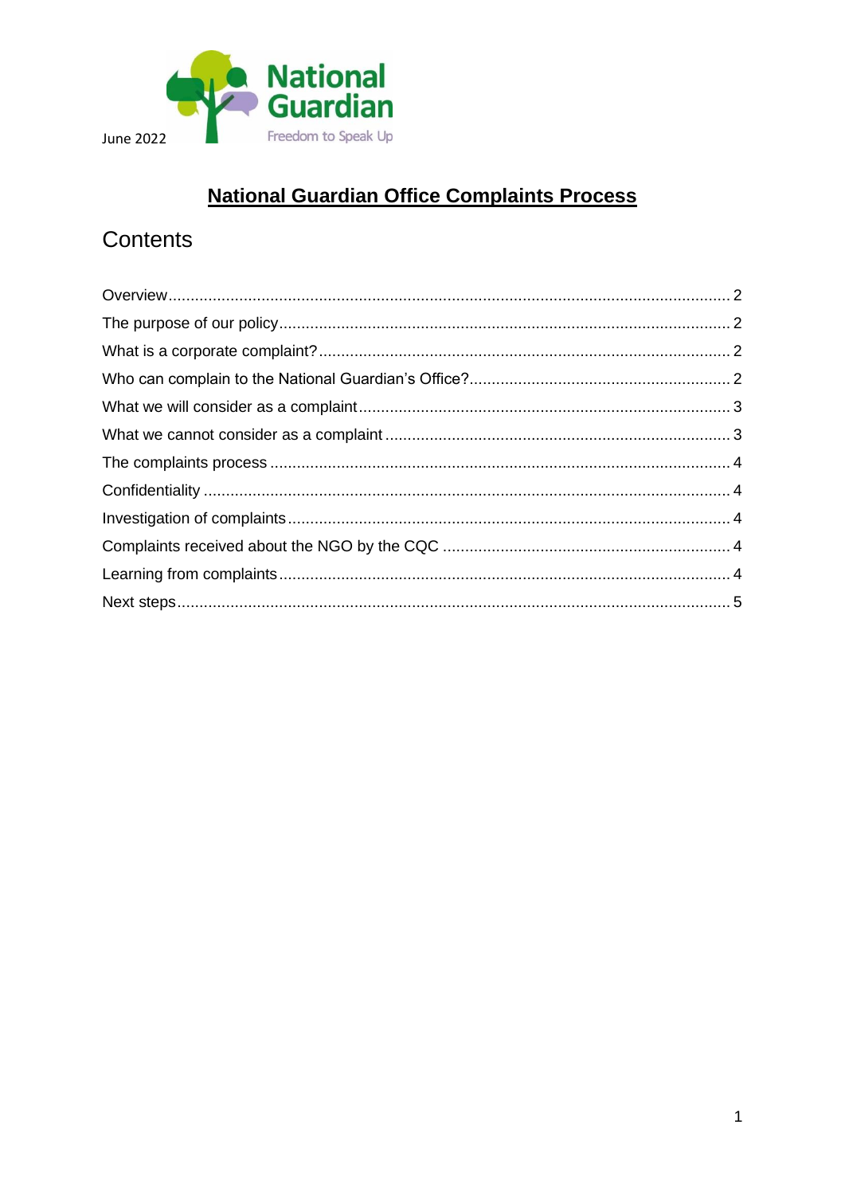June 2022

National Guardian
Freedom to Speak Up

# National Guardian Office Complaints Process

## Contents

Overview ..... 2
The purpose of our policy ..... 2
What is a corporate complaint? ..... 2
Who can complain to the National Guardian's Office? ..... 2
What we will consider as a complaint ..... 3
What we cannot consider as a complaint ..... 3
The complaints process ..... 4
Confidentiality ..... 4
Investigation of complaints ..... 4
Complaints received about the NGO by the CQC ..... 4
Learning from complaints ..... 4
Next steps ..... 5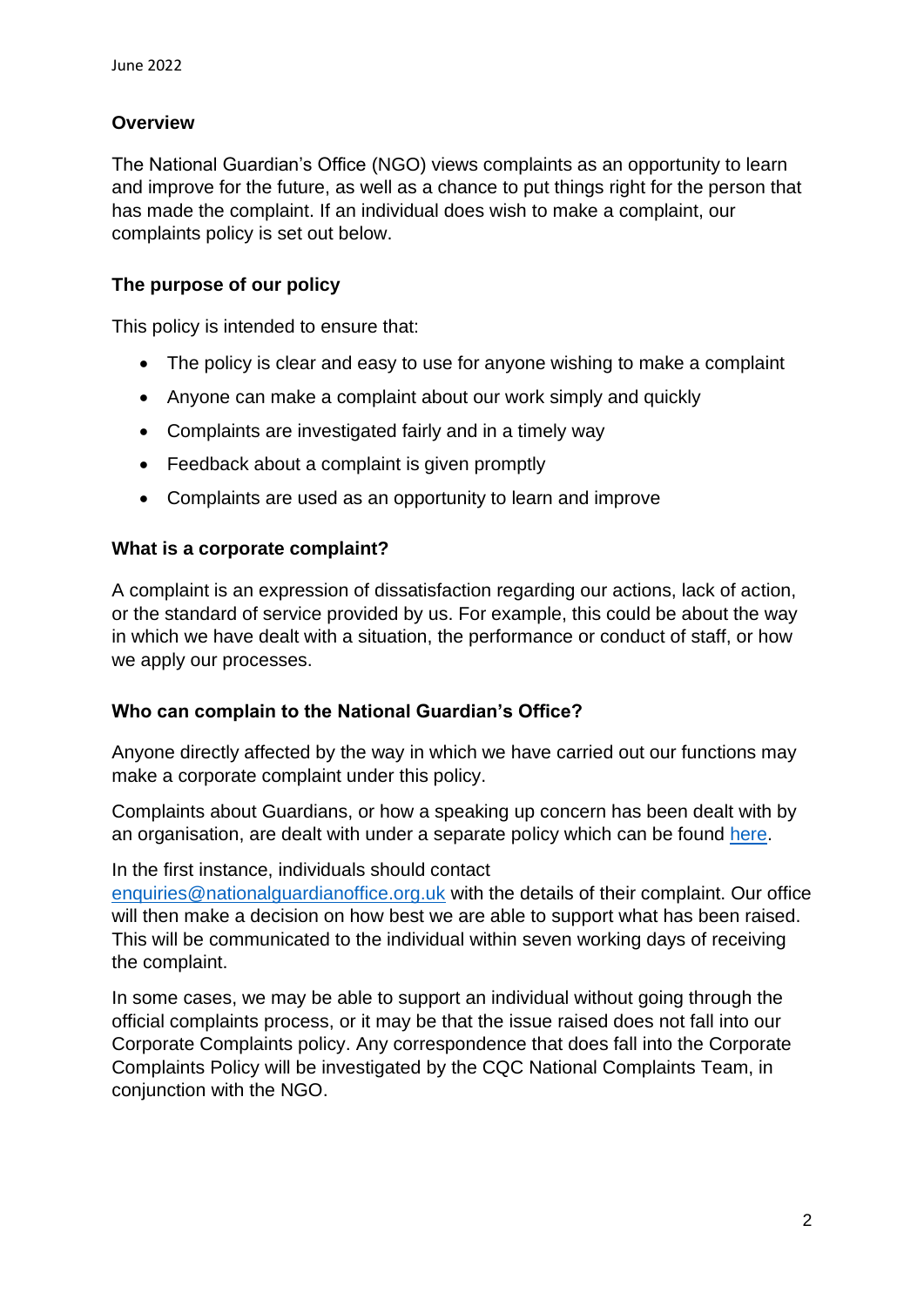## Overview

The National Guardian's Office (NGO) views complaints as an opportunity to learn and improve for the future, as well as a chance to put things right for the person that has made the complaint. If an individual does wish to make a complaint, our complaints policy is set out below.

## The purpose of our policy

This policy is intended to ensure that:

- The policy is clear and easy to use for anyone wishing to make a complaint
- Anyone can make a complaint about our work simply and quickly
- Complaints are investigated fairly and in a timely way
- Feedback about a complaint is given promptly
- Complaints are used as an opportunity to learn and improve

## What is a corporate complaint?

A complaint is an expression of dissatisfaction regarding our actions, lack of action, or the standard of service provided by us. For example, this could be about the way in which we have dealt with a situation, the performance or conduct of staff, or how we apply our processes.

## Who can complain to the National Guardian's Office?

Anyone directly affected by the way in which we have carried out our functions may make a corporate complaint under this policy.

Complaints about Guardians, or how a speaking up concern has been dealt with by an organisation, are dealt with under a separate policy which can be found here.

In the first instance, individuals should contact enquiries@nationalguardianoffice.org.uk with the details of their complaint. Our office will then make a decision on how best we are able to support what has been raised. This will be communicated to the individual within seven working days of receiving the complaint.

In some cases, we may be able to support an individual without going through the official complaints process, or it may be that the issue raised does not fall into our Corporate Complaints policy. Any correspondence that does fall into the Corporate Complaints Policy will be investigated by the CQC National Complaints Team, in conjunction with the NGO.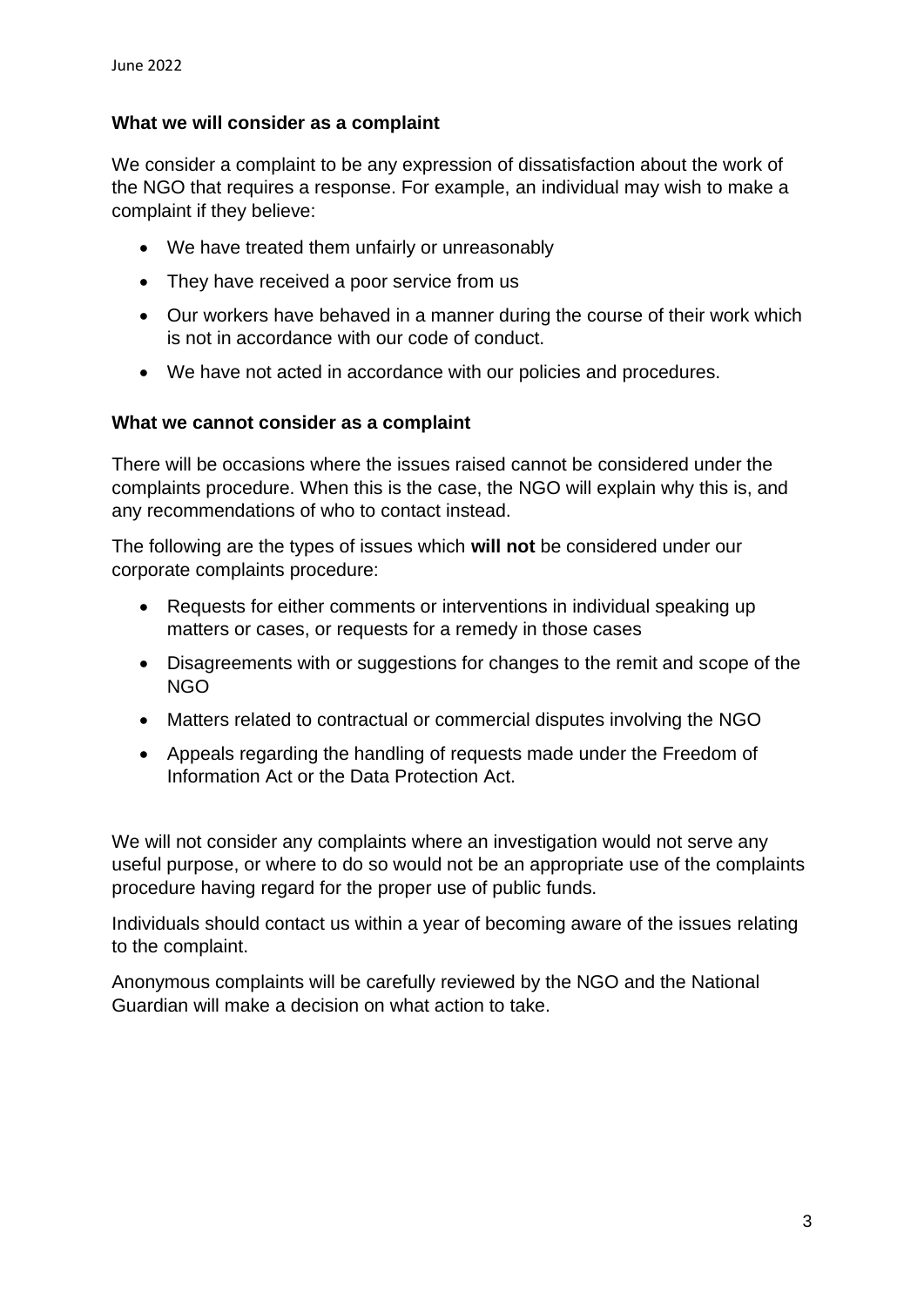### What we will consider as a complaint

We consider a complaint to be any expression of dissatisfaction about the work of the NGO that requires a response. For example, an individual may wish to make a complaint if they believe:

- We have treated them unfairly or unreasonably
- They have received a poor service from us
- Our workers have behaved in a manner during the course of their work which is not in accordance with our code of conduct.
- We have not acted in accordance with our policies and procedures.

### What we cannot consider as a complaint

There will be occasions where the issues raised cannot be considered under the complaints procedure. When this is the case, the NGO will explain why this is, and any recommendations of who to contact instead.

The following are the types of issues which **will not** be considered under our corporate complaints procedure:

- Requests for either comments or interventions in individual speaking up matters or cases, or requests for a remedy in those cases
- Disagreements with or suggestions for changes to the remit and scope of the NGO
- Matters related to contractual or commercial disputes involving the NGO
- Appeals regarding the handling of requests made under the Freedom of Information Act or the Data Protection Act.

We will not consider any complaints where an investigation would not serve any useful purpose, or where to do so would not be an appropriate use of the complaints procedure having regard for the proper use of public funds.

Individuals should contact us within a year of becoming aware of the issues relating to the complaint.

Anonymous complaints will be carefully reviewed by the NGO and the National Guardian will make a decision on what action to take.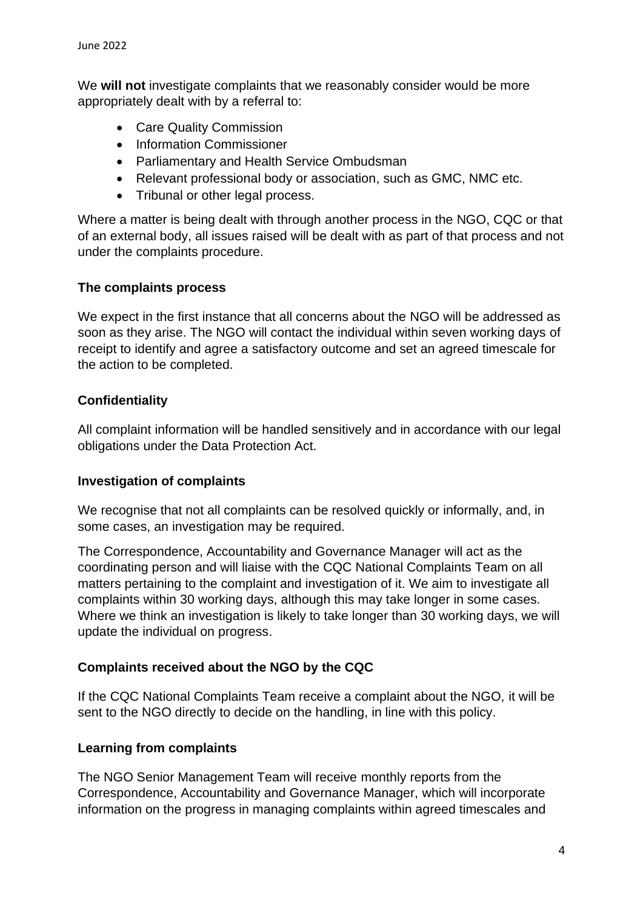We **will not** investigate complaints that we reasonably consider would be more appropriately dealt with by a referral to:

- Care Quality Commission
- Information Commissioner
- Parliamentary and Health Service Ombudsman
- Relevant professional body or association, such as GMC, NMC etc.
- Tribunal or other legal process.

Where a matter is being dealt with through another process in the NGO, CQC or that of an external body, all issues raised will be dealt with as part of that process and not under the complaints procedure.

**The complaints process**

We expect in the first instance that all concerns about the NGO will be addressed as soon as they arise. The NGO will contact the individual within seven working days of receipt to identify and agree a satisfactory outcome and set an agreed timescale for the action to be completed.

**Confidentiality**

All complaint information will be handled sensitively and in accordance with our legal obligations under the Data Protection Act.

**Investigation of complaints**

We recognise that not all complaints can be resolved quickly or informally, and, in some cases, an investigation may be required.

The Correspondence, Accountability and Governance Manager will act as the coordinating person and will liaise with the CQC National Complaints Team on all matters pertaining to the complaint and investigation of it. We aim to investigate all complaints within 30 working days, although this may take longer in some cases. Where we think an investigation is likely to take longer than 30 working days, we will update the individual on progress.

**Complaints received about the NGO by the CQC**

If the CQC National Complaints Team receive a complaint about the NGO, it will be sent to the NGO directly to decide on the handling, in line with this policy.

**Learning from complaints**

The NGO Senior Management Team will receive monthly reports from the Correspondence, Accountability and Governance Manager, which will incorporate information on the progress in managing complaints within agreed timescales and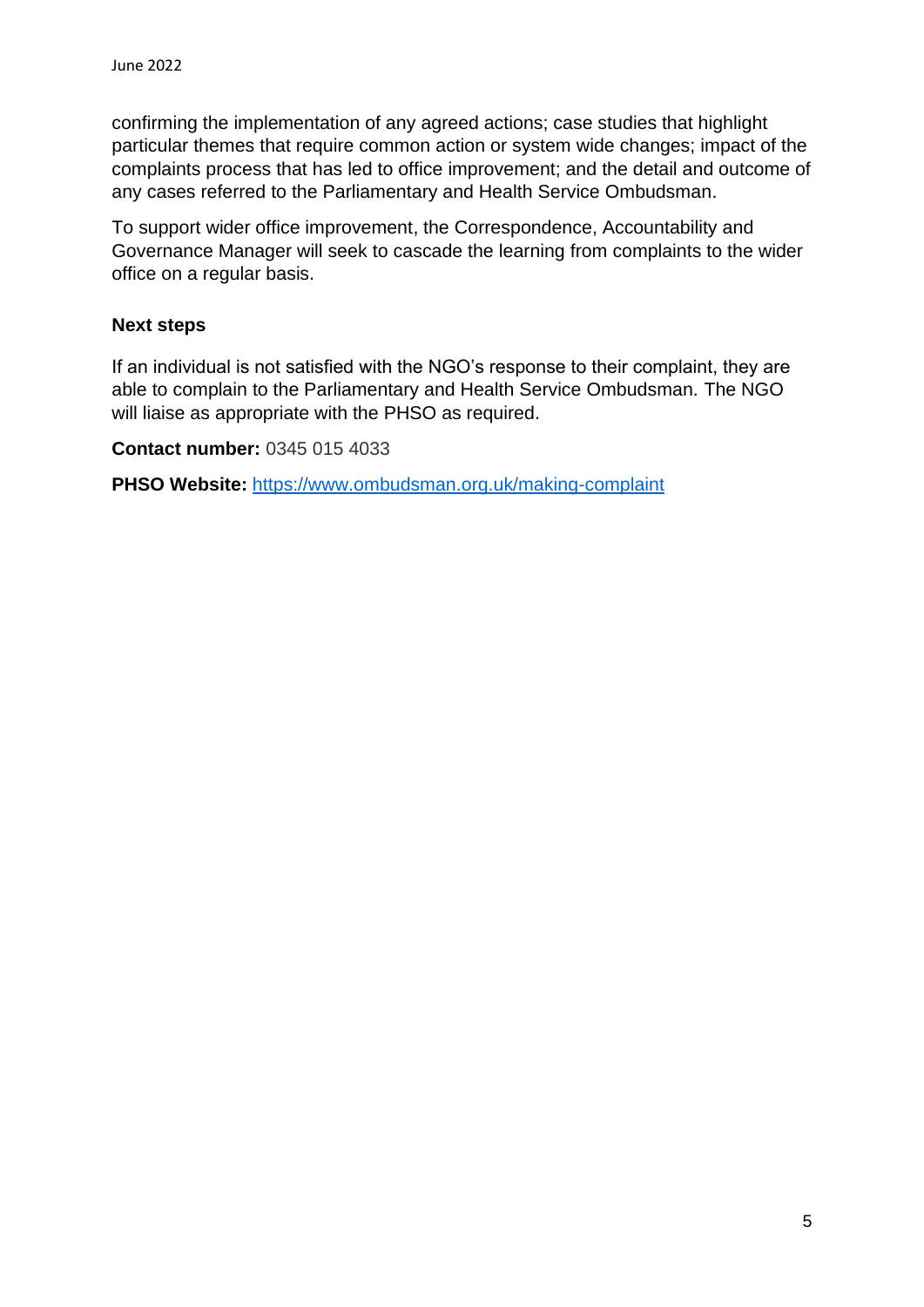confirming the implementation of any agreed actions; case studies that highlight particular themes that require common action or system wide changes; impact of the complaints process that has led to office improvement; and the detail and outcome of any cases referred to the Parliamentary and Health Service Ombudsman.

To support wider office improvement, the Correspondence, Accountability and Governance Manager will seek to cascade the learning from complaints to the wider office on a regular basis.

### Next steps

If an individual is not satisfied with the NGO's response to their complaint, they are able to complain to the Parliamentary and Health Service Ombudsman. The NGO will liaise as appropriate with the PHSO as required.

**Contact number:** 0345 015 4033

**PHSO Website:** https://www.ombudsman.org.uk/making-complaint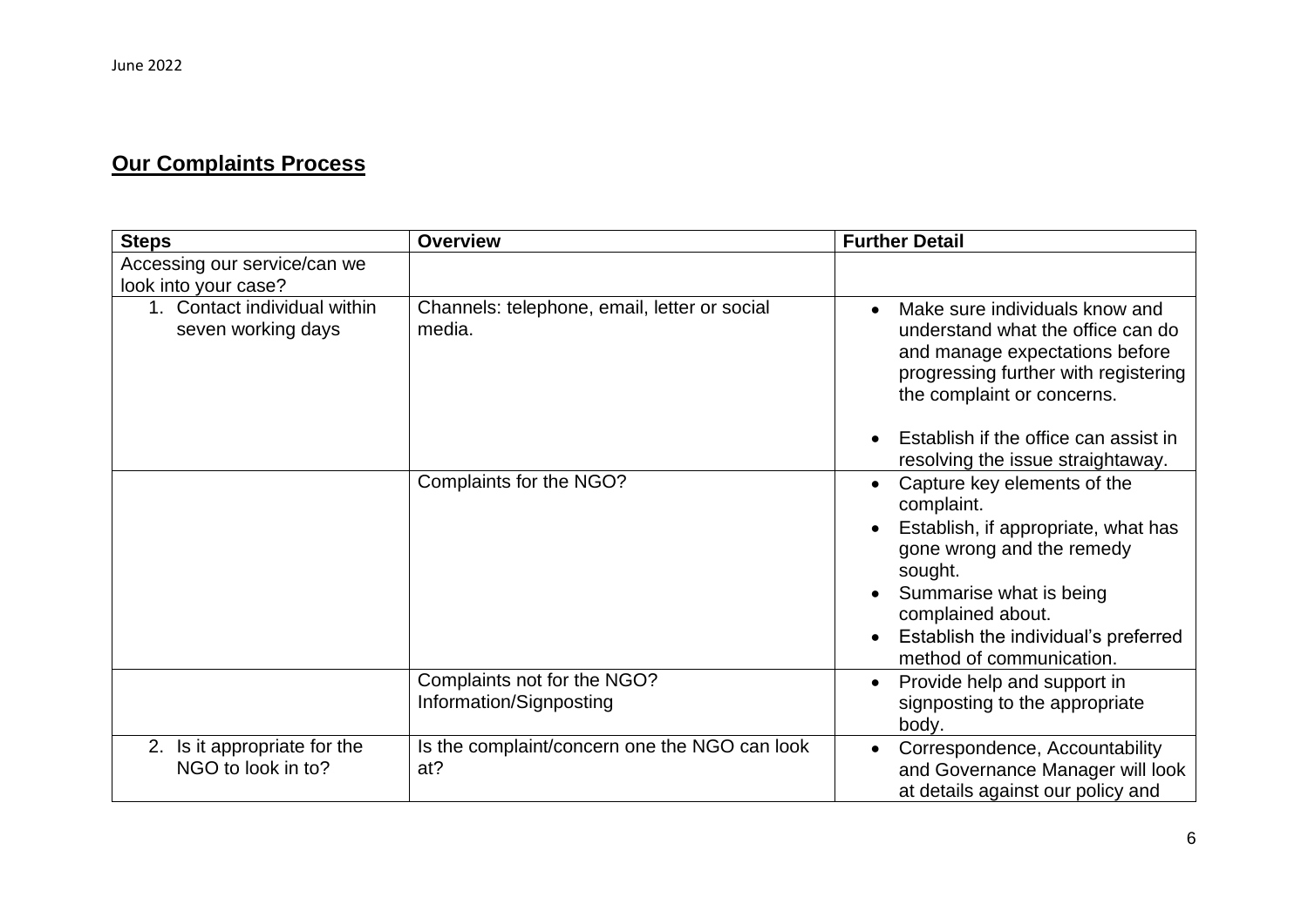## Our Complaints Process

| Steps | Overview | Further Detail |
|---|---|---|
| Accessing our service/can we look into your case? | | |
| 1. Contact individual within seven working days | Channels: telephone, email, letter or social media. | • Make sure individuals know and understand what the office can do and manage expectations before progressing further with registering the complaint or concerns.<br><br>• Establish if the office can assist in resolving the issue straightaway. |
| | Complaints for the NGO? | • Capture key elements of the complaint.<br>• Establish, if appropriate, what has gone wrong and the remedy sought.<br>• Summarise what is being complained about.<br>• Establish the individual's preferred method of communication. |
| | Complaints not for the NGO? Information/Signposting | • Provide help and support in signposting to the appropriate body. |
| 2. Is it appropriate for the NGO to look in to? | Is the complaint/concern one the NGO can look at? | • Correspondence, Accountability and Governance Manager will look at details against our policy and |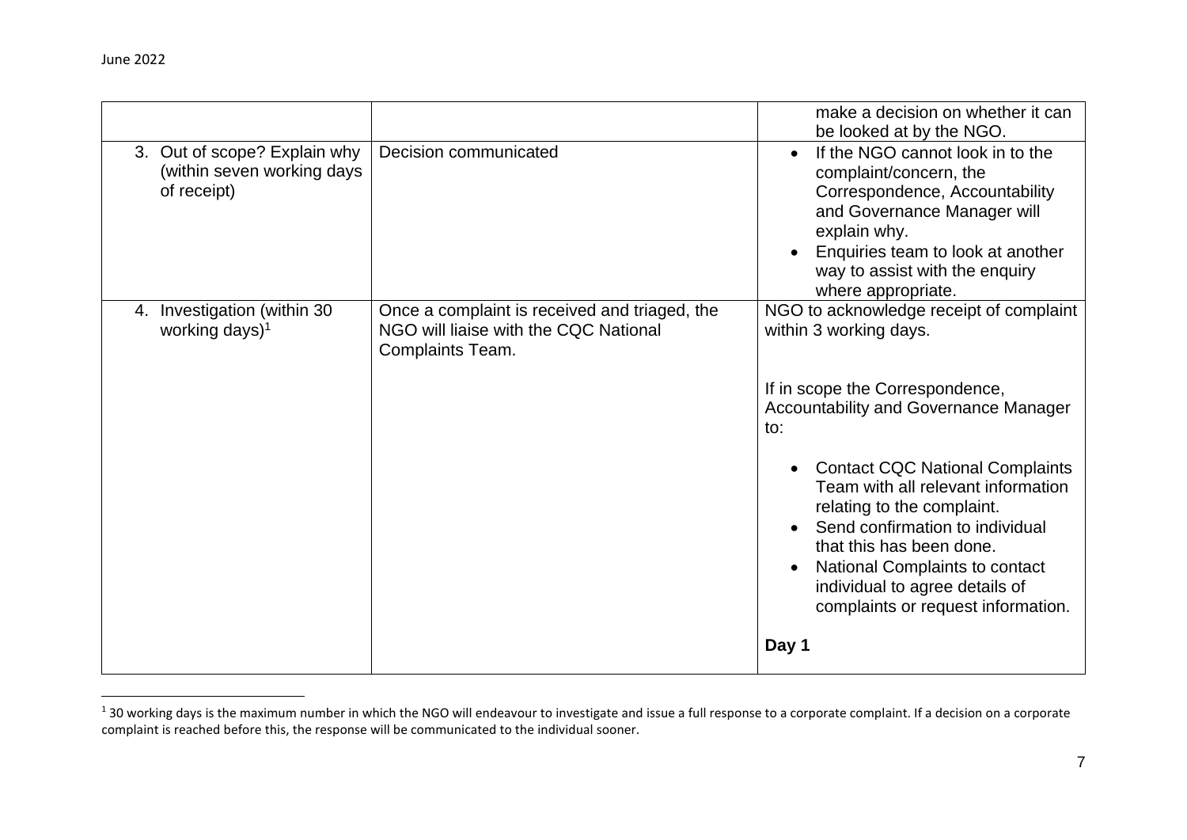| | | |
|---|---|---|
| | | make a decision on whether it can be looked at by the NGO. |
| 3. Out of scope? Explain why (within seven working days of receipt) | Decision communicated | • If the NGO cannot look in to the complaint/concern, the Correspondence, Accountability and Governance Manager will explain why.<br>• Enquiries team to look at another way to assist with the enquiry where appropriate. |
| 4. Investigation (within 30 working days)[1] | Once a complaint is received and triaged, the NGO will liaise with the CQC National Complaints Team. | NGO to acknowledge receipt of complaint within 3 working days.<br><br>If in scope the Correspondence, Accountability and Governance Manager to:<br><br>• Contact CQC National Complaints Team with all relevant information relating to the complaint.<br>• Send confirmation to individual that this has been done.<br>• National Complaints to contact individual to agree details of complaints or request information.<br><br>**Day 1** |

[1] 30 working days is the maximum number in which the NGO will endeavour to investigate and issue a full response to a corporate complaint. If a decision on a corporate complaint is reached before this, the response will be communicated to the individual sooner.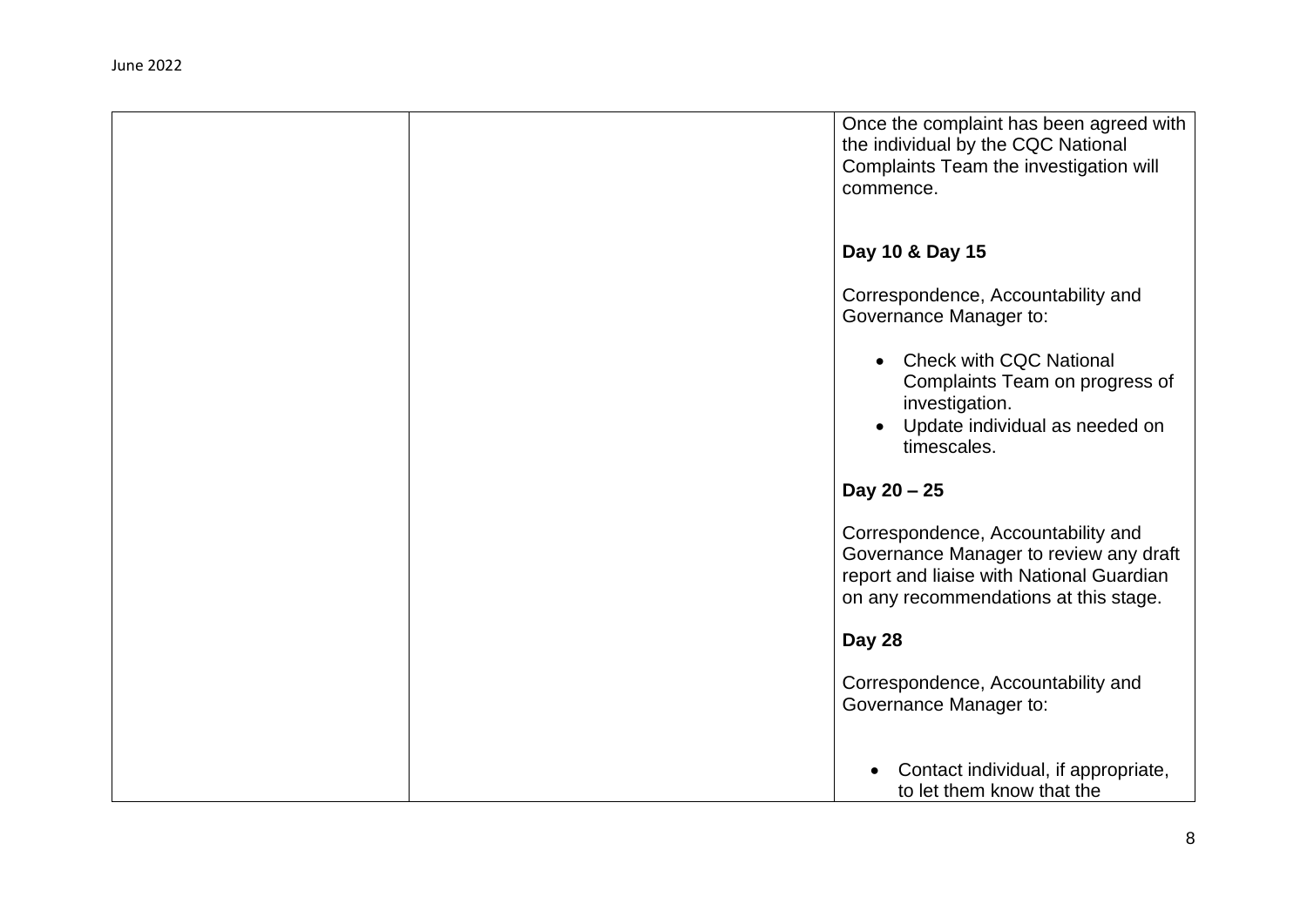| | | Once the complaint has been agreed with the individual by the CQC National Complaints Team the investigation will commence.<br><br>**Day 10 & Day 15**<br><br>Correspondence, Accountability and Governance Manager to:<br><br>• Check with CQC National Complaints Team on progress of investigation.<br>• Update individual as needed on timescales.<br><br>**Day 20 – 25**<br><br>Correspondence, Accountability and Governance Manager to review any draft report and liaise with National Guardian on any recommendations at this stage.<br><br>**Day 28**<br><br>Correspondence, Accountability and Governance Manager to:<br><br>• Contact individual, if appropriate, to let them know that the |
|---|---|---|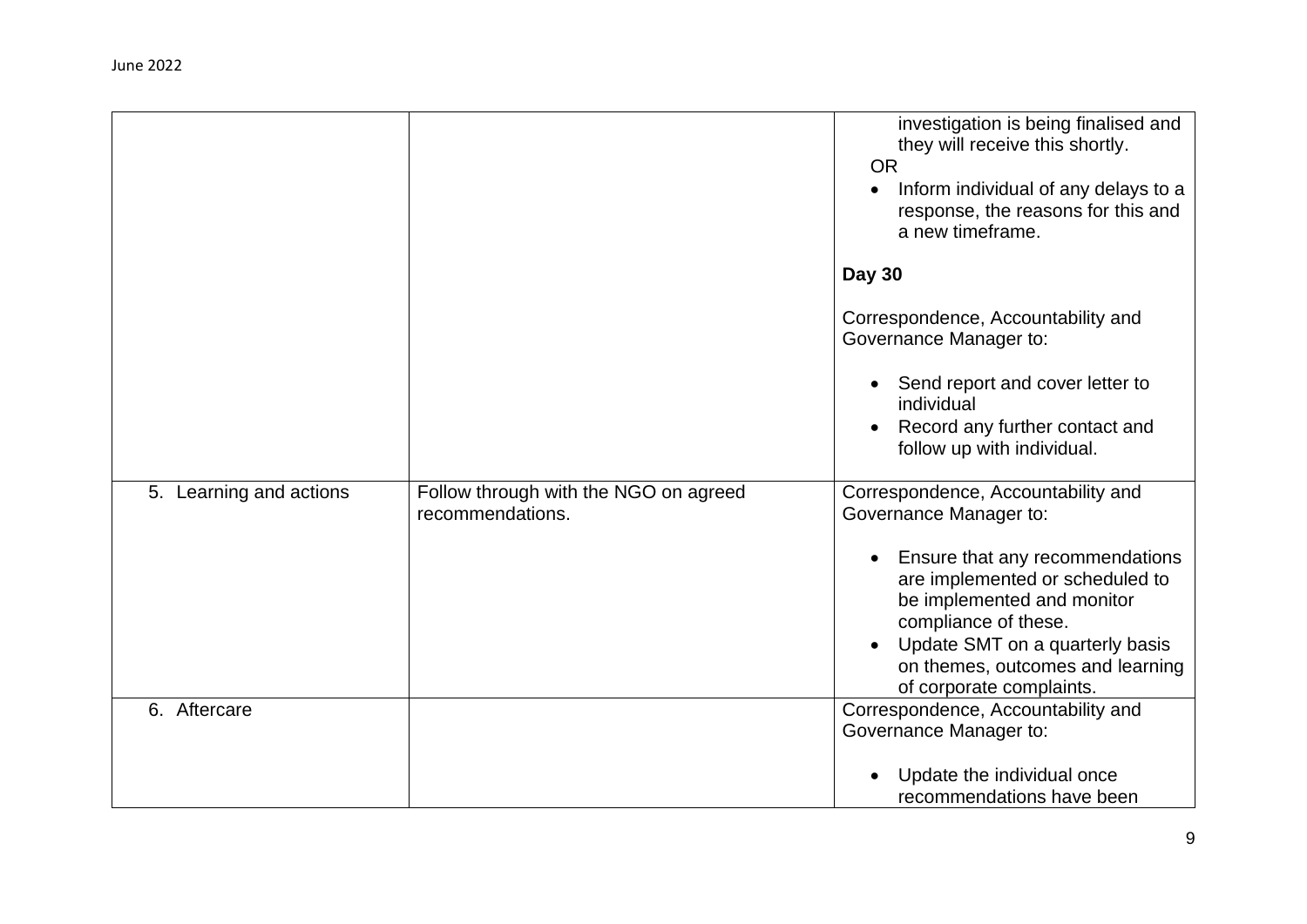| | | |
|---|---|---|
| | | investigation is being finalised and they will receive this shortly.<br>OR<br>• Inform individual of any delays to a response, the reasons for this and a new timeframe.<br><br>**Day 30**<br><br>Correspondence, Accountability and Governance Manager to:<br><br>• Send report and cover letter to individual<br>• Record any further contact and follow up with individual. |
| 5. Learning and actions | Follow through with the NGO on agreed recommendations. | Correspondence, Accountability and Governance Manager to:<br><br>• Ensure that any recommendations are implemented or scheduled to be implemented and monitor compliance of these.<br>• Update SMT on a quarterly basis on themes, outcomes and learning of corporate complaints. |
| 6. Aftercare | | Correspondence, Accountability and Governance Manager to:<br><br>• Update the individual once recommendations have been |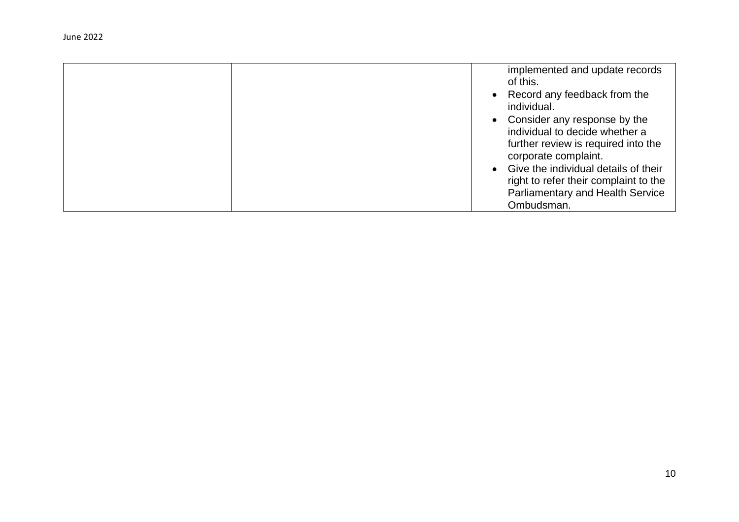| | | |
|---|---|---|
| | | implemented and update records of this.<br>• Record any feedback from the individual.<br>• Consider any response by the individual to decide whether a further review is required into the corporate complaint.<br>• Give the individual details of their right to refer their complaint to the Parliamentary and Health Service Ombudsman. |